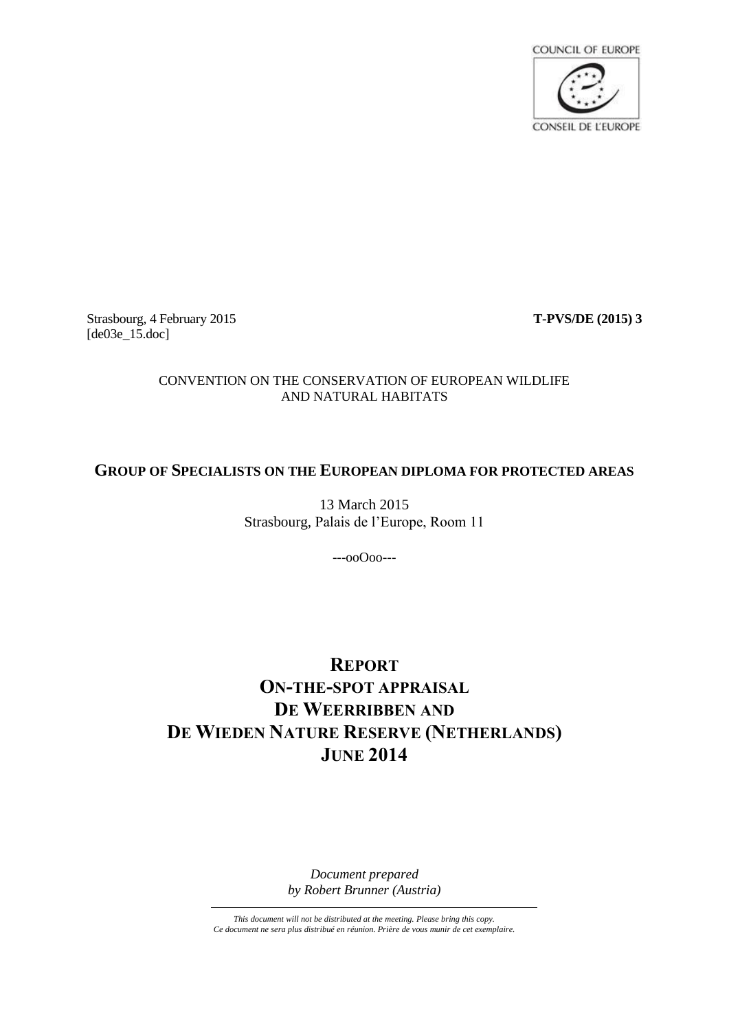COUNCIL OF EUROPE

CONSEIL DE L'EUROPE

Strasbourg, 4 February 2015 **T-PVS/DE (2015) 3**
[de03e_15.doc]

CONVENTION ON THE CONSERVATION OF EUROPEAN WILDLIFE AND NATURAL HABITATS

## GROUP OF SPECIALISTS ON THE EUROPEAN DIPLOMA FOR PROTECTED AREAS

13 March 2015
Strasbourg, Palais de l'Europe, Room 11

---ooOoo---

# REPORT ON-THE-SPOT APPRAISAL DE WEERRIBBEN AND DE WIEDEN NATURE RESERVE (NETHERLANDS) JUNE 2014

*Document prepared by Robert Brunner (Austria)*

*This document will not be distributed at the meeting. Please bring this copy.*
*Ce document ne sera plus distribué en réunion. Prière de vous munir de cet exemplaire.*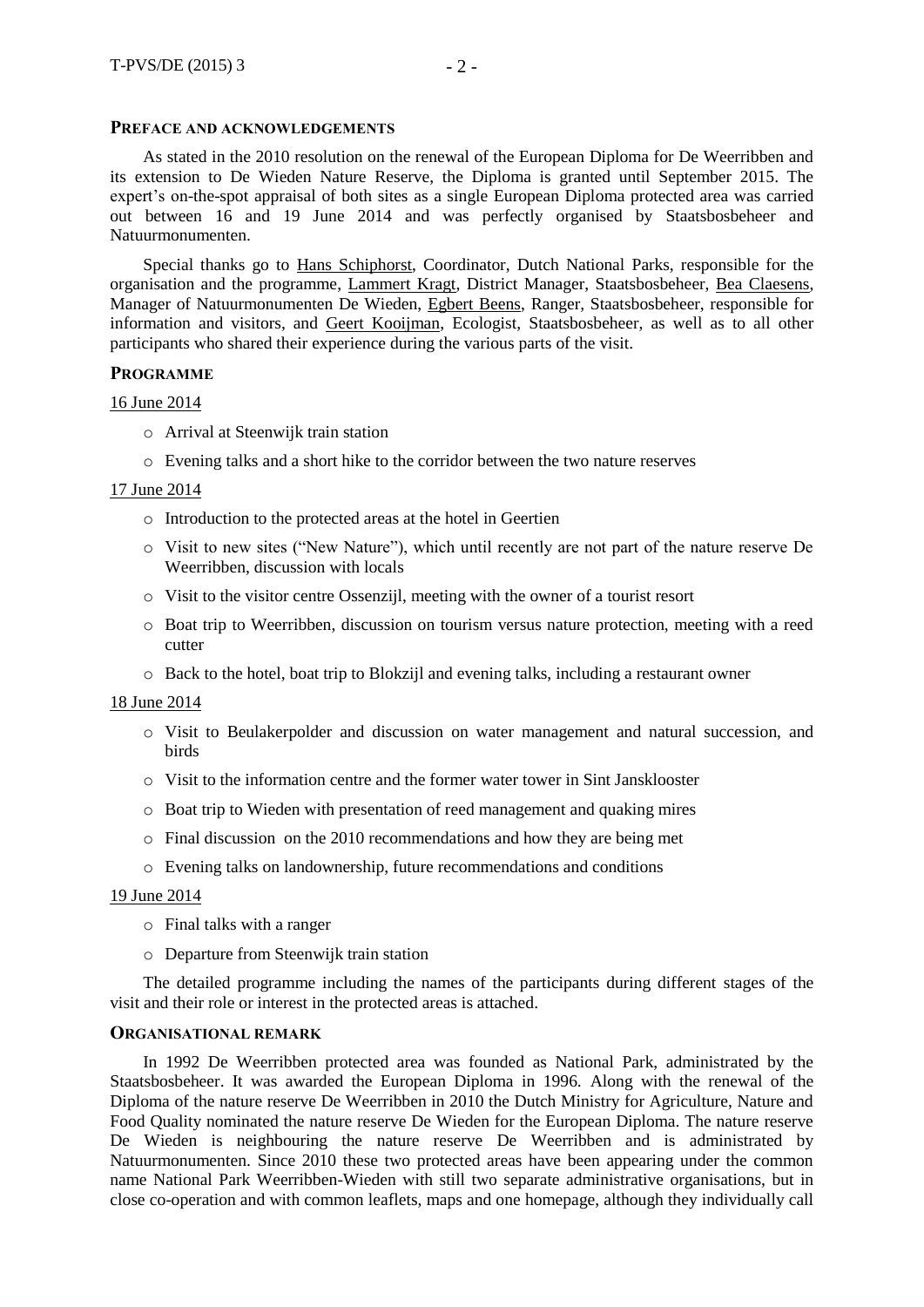## PREFACE AND ACKNOWLEDGEMENTS

As stated in the 2010 resolution on the renewal of the European Diploma for De Weerribben and its extension to De Wieden Nature Reserve, the Diploma is granted until September 2015. The expert's on-the-spot appraisal of both sites as a single European Diploma protected area was carried out between 16 and 19 June 2014 and was perfectly organised by Staatsbosbeheer and Natuurmonumenten.

Special thanks go to Hans Schiphorst, Coordinator, Dutch National Parks, responsible for the organisation and the programme, Lammert Kragt, District Manager, Staatsbosbeheer, Bea Claesens, Manager of Natuurmonumenten De Wieden, Egbert Beens, Ranger, Staatsbosbeheer, responsible for information and visitors, and Geert Kooijman, Ecologist, Staatsbosbeheer, as well as to all other participants who shared their experience during the various parts of the visit.

## PROGRAMME

16 June 2014

- Arrival at Steenwijk train station
- Evening talks and a short hike to the corridor between the two nature reserves

17 June 2014

- Introduction to the protected areas at the hotel in Geertien
- Visit to new sites ("New Nature"), which until recently are not part of the nature reserve De Weerribben, discussion with locals
- Visit to the visitor centre Ossenzijl, meeting with the owner of a tourist resort
- Boat trip to Weerribben, discussion on tourism versus nature protection, meeting with a reed cutter
- Back to the hotel, boat trip to Blokzijl and evening talks, including a restaurant owner

18 June 2014

- Visit to Beulakerpolder and discussion on water management and natural succession, and birds
- Visit to the information centre and the former water tower in Sint Jansklooster
- Boat trip to Wieden with presentation of reed management and quaking mires
- Final discussion on the 2010 recommendations and how they are being met
- Evening talks on landownership, future recommendations and conditions

19 June 2014

- Final talks with a ranger
- Departure from Steenwijk train station

The detailed programme including the names of the participants during different stages of the visit and their role or interest in the protected areas is attached.

## ORGANISATIONAL REMARK

In 1992 De Weerribben protected area was founded as National Park, administrated by the Staatsbosbeheer. It was awarded the European Diploma in 1996. Along with the renewal of the Diploma of the nature reserve De Weerribben in 2010 the Dutch Ministry for Agriculture, Nature and Food Quality nominated the nature reserve De Wieden for the European Diploma. The nature reserve De Wieden is neighbouring the nature reserve De Weerribben and is administrated by Natuurmonumenten. Since 2010 these two protected areas have been appearing under the common name National Park Weerribben-Wieden with still two separate administrative organisations, but in close co-operation and with common leaflets, maps and one homepage, although they individually call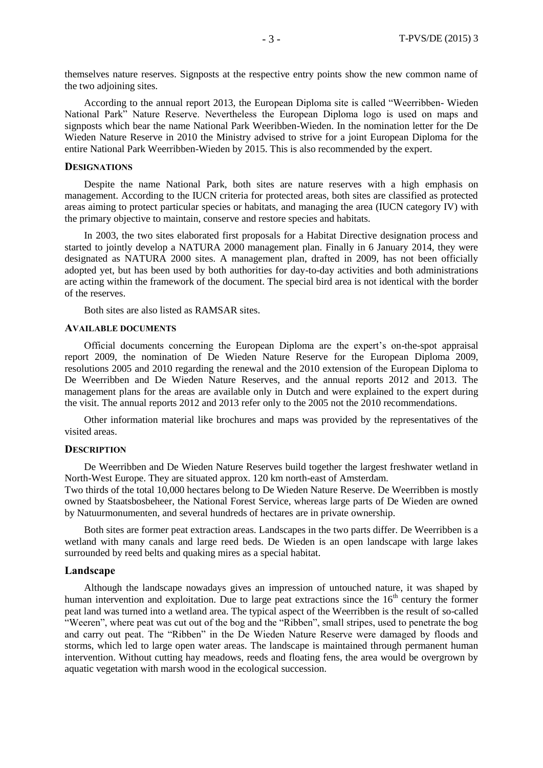themselves nature reserves. Signposts at the respective entry points show the new common name of the two adjoining sites.

According to the annual report 2013, the European Diploma site is called "Weerribben- Wieden National Park" Nature Reserve. Nevertheless the European Diploma logo is used on maps and signposts which bear the name National Park Weeribben-Wieden. In the nomination letter for the De Wieden Nature Reserve in 2010 the Ministry advised to strive for a joint European Diploma for the entire National Park Weerribben-Wieden by 2015. This is also recommended by the expert.

### Designations

Despite the name National Park, both sites are nature reserves with a high emphasis on management. According to the IUCN criteria for protected areas, both sites are classified as protected areas aiming to protect particular species or habitats, and managing the area (IUCN category IV) with the primary objective to maintain, conserve and restore species and habitats.

In 2003, the two sites elaborated first proposals for a Habitat Directive designation process and started to jointly develop a NATURA 2000 management plan. Finally in 6 January 2014, they were designated as NATURA 2000 sites. A management plan, drafted in 2009, has not been officially adopted yet, but has been used by both authorities for day-to-day activities and both administrations are acting within the framework of the document. The special bird area is not identical with the border of the reserves.

Both sites are also listed as RAMSAR sites.

### Available documents

Official documents concerning the European Diploma are the expert's on-the-spot appraisal report 2009, the nomination of De Wieden Nature Reserve for the European Diploma 2009, resolutions 2005 and 2010 regarding the renewal and the 2010 extension of the European Diploma to De Weerribben and De Wieden Nature Reserves, and the annual reports 2012 and 2013. The management plans for the areas are available only in Dutch and were explained to the expert during the visit. The annual reports 2012 and 2013 refer only to the 2005 not the 2010 recommendations.

Other information material like brochures and maps was provided by the representatives of the visited areas.

### Description

De Weerribben and De Wieden Nature Reserves build together the largest freshwater wetland in North-West Europe. They are situated approx. 120 km north-east of Amsterdam.
Two thirds of the total 10,000 hectares belong to De Wieden Nature Reserve. De Weerribben is mostly owned by Staatsbosbeheer, the National Forest Service, whereas large parts of De Wieden are owned by Natuurmonumenten, and several hundreds of hectares are in private ownership.

Both sites are former peat extraction areas. Landscapes in the two parts differ. De Weerribben is a wetland with many canals and large reed beds. De Wieden is an open landscape with large lakes surrounded by reed belts and quaking mires as a special habitat.

#### Landscape

Although the landscape nowadays gives an impression of untouched nature, it was shaped by human intervention and exploitation. Due to large peat extractions since the 16th century the former peat land was turned into a wetland area. The typical aspect of the Weerribben is the result of so-called "Weeren", where peat was cut out of the bog and the "Ribben", small stripes, used to penetrate the bog and carry out peat. The "Ribben" in the De Wieden Nature Reserve were damaged by floods and storms, which led to large open water areas. The landscape is maintained through permanent human intervention. Without cutting hay meadows, reeds and floating fens, the area would be overgrown by aquatic vegetation with marsh wood in the ecological succession.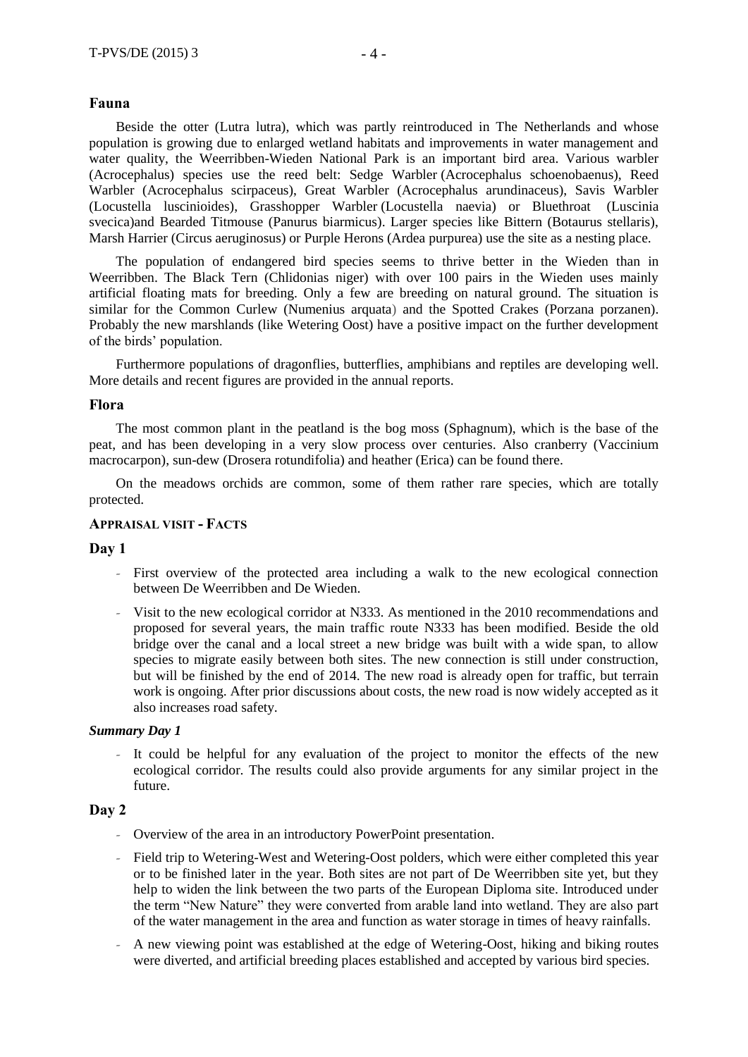## Fauna

Beside the otter (Lutra lutra), which was partly reintroduced in The Netherlands and whose population is growing due to enlarged wetland habitats and improvements in water management and water quality, the Weerribben-Wieden National Park is an important bird area. Various warbler (Acrocephalus) species use the reed belt: Sedge Warbler (Acrocephalus schoenobaenus), Reed Warbler (Acrocephalus scirpaceus), Great Warbler (Acrocephalus arundinaceus), Savis Warbler (Locustella luscinioides), Grasshopper Warbler (Locustella naevia) or Bluethroat (Luscinia svecica)and Bearded Titmouse (Panurus biarmicus). Larger species like Bittern (Botaurus stellaris), Marsh Harrier (Circus aeruginosus) or Purple Herons (Ardea purpurea) use the site as a nesting place.

The population of endangered bird species seems to thrive better in the Wieden than in Weerribben. The Black Tern (Chlidonias niger) with over 100 pairs in the Wieden uses mainly artificial floating mats for breeding. Only a few are breeding on natural ground. The situation is similar for the Common Curlew (Numenius arquata) and the Spotted Crakes (Porzana porzanen). Probably the new marshlands (like Wetering Oost) have a positive impact on the further development of the birds' population.

Furthermore populations of dragonflies, butterflies, amphibians and reptiles are developing well. More details and recent figures are provided in the annual reports.

## Flora

The most common plant in the peatland is the bog moss (Sphagnum), which is the base of the peat, and has been developing in a very slow process over centuries. Also cranberry (Vaccinium macrocarpon), sun-dew (Drosera rotundifolia) and heather (Erica) can be found there.

On the meadows orchids are common, some of them rather rare species, which are totally protected.

### Appraisal visit - Facts

## Day 1

- First overview of the protected area including a walk to the new ecological connection between De Weerribben and De Wieden.
- Visit to the new ecological corridor at N333. As mentioned in the 2010 recommendations and proposed for several years, the main traffic route N333 has been modified. Beside the old bridge over the canal and a local street a new bridge was built with a wide span, to allow species to migrate easily between both sites. The new connection is still under construction, but will be finished by the end of 2014. The new road is already open for traffic, but terrain work is ongoing. After prior discussions about costs, the new road is now widely accepted as it also increases road safety.

### *Summary Day 1*

- It could be helpful for any evaluation of the project to monitor the effects of the new ecological corridor. The results could also provide arguments for any similar project in the future.

## Day 2

- Overview of the area in an introductory PowerPoint presentation.
- Field trip to Wetering-West and Wetering-Oost polders, which were either completed this year or to be finished later in the year. Both sites are not part of De Weerribben site yet, but they help to widen the link between the two parts of the European Diploma site. Introduced under the term "New Nature" they were converted from arable land into wetland. They are also part of the water management in the area and function as water storage in times of heavy rainfalls.
- A new viewing point was established at the edge of Wetering-Oost, hiking and biking routes were diverted, and artificial breeding places established and accepted by various bird species.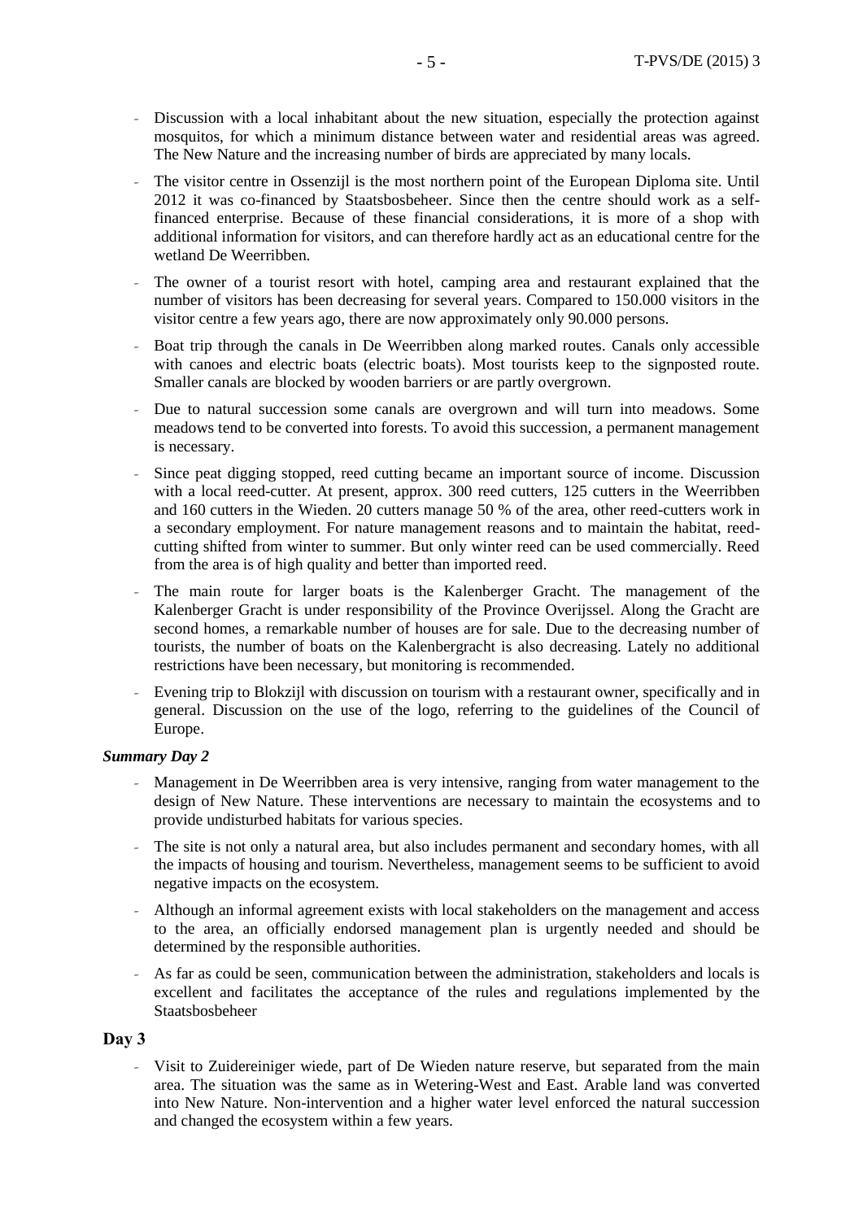- Discussion with a local inhabitant about the new situation, especially the protection against mosquitos, for which a minimum distance between water and residential areas was agreed. The New Nature and the increasing number of birds are appreciated by many locals.
- The visitor centre in Ossenzijl is the most northern point of the European Diploma site. Until 2012 it was co-financed by Staatsbosbeheer. Since then the centre should work as a self-financed enterprise. Because of these financial considerations, it is more of a shop with additional information for visitors, and can therefore hardly act as an educational centre for the wetland De Weerribben.
- The owner of a tourist resort with hotel, camping area and restaurant explained that the number of visitors has been decreasing for several years. Compared to 150.000 visitors in the visitor centre a few years ago, there are now approximately only 90.000 persons.
- Boat trip through the canals in De Weerribben along marked routes. Canals only accessible with canoes and electric boats (electric boats). Most tourists keep to the signposted route. Smaller canals are blocked by wooden barriers or are partly overgrown.
- Due to natural succession some canals are overgrown and will turn into meadows. Some meadows tend to be converted into forests. To avoid this succession, a permanent management is necessary.
- Since peat digging stopped, reed cutting became an important source of income. Discussion with a local reed-cutter. At present, approx. 300 reed cutters, 125 cutters in the Weerribben and 160 cutters in the Wieden. 20 cutters manage 50 % of the area, other reed-cutters work in a secondary employment. For nature management reasons and to maintain the habitat, reed-cutting shifted from winter to summer. But only winter reed can be used commercially. Reed from the area is of high quality and better than imported reed.
- The main route for larger boats is the Kalenberger Gracht. The management of the Kalenberger Gracht is under responsibility of the Province Overijssel. Along the Gracht are second homes, a remarkable number of houses are for sale. Due to the decreasing number of tourists, the number of boats on the Kalenbergracht is also decreasing. Lately no additional restrictions have been necessary, but monitoring is recommended.
- Evening trip to Blokzijl with discussion on tourism with a restaurant owner, specifically and in general. Discussion on the use of the logo, referring to the guidelines of the Council of Europe.

***Summary Day 2***

- Management in De Weerribben area is very intensive, ranging from water management to the design of New Nature. These interventions are necessary to maintain the ecosystems and to provide undisturbed habitats for various species.
- The site is not only a natural area, but also includes permanent and secondary homes, with all the impacts of housing and tourism. Nevertheless, management seems to be sufficient to avoid negative impacts on the ecosystem.
- Although an informal agreement exists with local stakeholders on the management and access to the area, an officially endorsed management plan is urgently needed and should be determined by the responsible authorities.
- As far as could be seen, communication between the administration, stakeholders and locals is excellent and facilitates the acceptance of the rules and regulations implemented by the Staatsbosbeheer

## Day 3

- Visit to Zuidereiniger wiede, part of De Wieden nature reserve, but separated from the main area. The situation was the same as in Wetering-West and East. Arable land was converted into New Nature. Non-intervention and a higher water level enforced the natural succession and changed the ecosystem within a few years.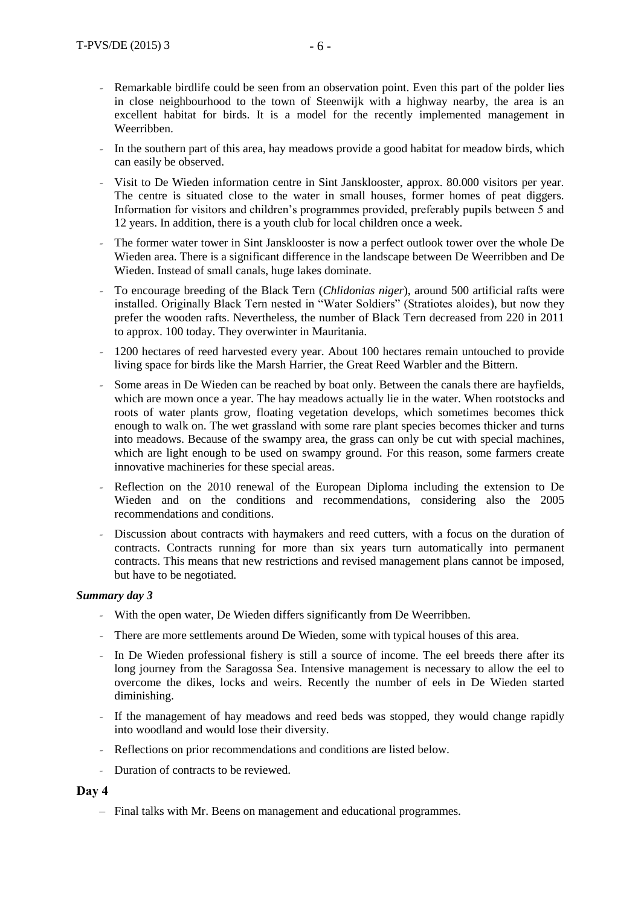- Remarkable birdlife could be seen from an observation point. Even this part of the polder lies in close neighbourhood to the town of Steenwijk with a highway nearby, the area is an excellent habitat for birds. It is a model for the recently implemented management in Weerribben.
- In the southern part of this area, hay meadows provide a good habitat for meadow birds, which can easily be observed.
- Visit to De Wieden information centre in Sint Jansklooster, approx. 80.000 visitors per year. The centre is situated close to the water in small houses, former homes of peat diggers. Information for visitors and children's programmes provided, preferably pupils between 5 and 12 years. In addition, there is a youth club for local children once a week.
- The former water tower in Sint Jansklooster is now a perfect outlook tower over the whole De Wieden area. There is a significant difference in the landscape between De Weerribben and De Wieden. Instead of small canals, huge lakes dominate.
- To encourage breeding of the Black Tern (*Chlidonias niger*), around 500 artificial rafts were installed. Originally Black Tern nested in "Water Soldiers" (Stratiotes aloides), but now they prefer the wooden rafts. Nevertheless, the number of Black Tern decreased from 220 in 2011 to approx. 100 today. They overwinter in Mauritania.
- 1200 hectares of reed harvested every year. About 100 hectares remain untouched to provide living space for birds like the Marsh Harrier, the Great Reed Warbler and the Bittern.
- Some areas in De Wieden can be reached by boat only. Between the canals there are hayfields, which are mown once a year. The hay meadows actually lie in the water. When rootstocks and roots of water plants grow, floating vegetation develops, which sometimes becomes thick enough to walk on. The wet grassland with some rare plant species becomes thicker and turns into meadows. Because of the swampy area, the grass can only be cut with special machines, which are light enough to be used on swampy ground. For this reason, some farmers create innovative machineries for these special areas.
- Reflection on the 2010 renewal of the European Diploma including the extension to De Wieden and on the conditions and recommendations, considering also the 2005 recommendations and conditions.
- Discussion about contracts with haymakers and reed cutters, with a focus on the duration of contracts. Contracts running for more than six years turn automatically into permanent contracts. This means that new restrictions and revised management plans cannot be imposed, but have to be negotiated.

***Summary day 3***

- With the open water, De Wieden differs significantly from De Weerribben.
- There are more settlements around De Wieden, some with typical houses of this area.
- In De Wieden professional fishery is still a source of income. The eel breeds there after its long journey from the Saragossa Sea. Intensive management is necessary to allow the eel to overcome the dikes, locks and weirs. Recently the number of eels in De Wieden started diminishing.
- If the management of hay meadows and reed beds was stopped, they would change rapidly into woodland and would lose their diversity.
- Reflections on prior recommendations and conditions are listed below.
- Duration of contracts to be reviewed.

## Day 4

- Final talks with Mr. Beens on management and educational programmes.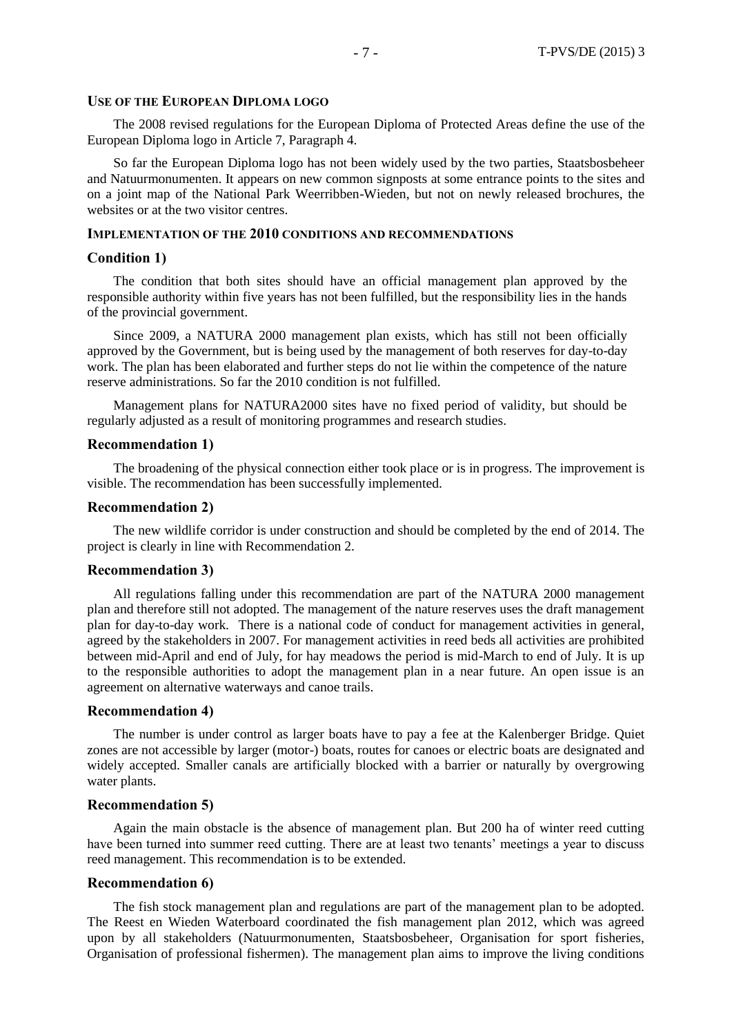## USE OF THE EUROPEAN DIPLOMA LOGO

The 2008 revised regulations for the European Diploma of Protected Areas define the use of the European Diploma logo in Article 7, Paragraph 4.

So far the European Diploma logo has not been widely used by the two parties, Staatsbosbeheer and Natuurmonumenten. It appears on new common signposts at some entrance points to the sites and on a joint map of the National Park Weerribben-Wieden, but not on newly released brochures, the websites or at the two visitor centres.

## IMPLEMENTATION OF THE 2010 CONDITIONS AND RECOMMENDATIONS

### Condition 1)

The condition that both sites should have an official management plan approved by the responsible authority within five years has not been fulfilled, but the responsibility lies in the hands of the provincial government.

Since 2009, a NATURA 2000 management plan exists, which has still not been officially approved by the Government, but is being used by the management of both reserves for day-to-day work. The plan has been elaborated and further steps do not lie within the competence of the nature reserve administrations. So far the 2010 condition is not fulfilled.

Management plans for NATURA2000 sites have no fixed period of validity, but should be regularly adjusted as a result of monitoring programmes and research studies.

### Recommendation 1)

The broadening of the physical connection either took place or is in progress. The improvement is visible. The recommendation has been successfully implemented.

### Recommendation 2)

The new wildlife corridor is under construction and should be completed by the end of 2014. The project is clearly in line with Recommendation 2.

### Recommendation 3)

All regulations falling under this recommendation are part of the NATURA 2000 management plan and therefore still not adopted. The management of the nature reserves uses the draft management plan for day-to-day work. There is a national code of conduct for management activities in general, agreed by the stakeholders in 2007. For management activities in reed beds all activities are prohibited between mid-April and end of July, for hay meadows the period is mid-March to end of July. It is up to the responsible authorities to adopt the management plan in a near future. An open issue is an agreement on alternative waterways and canoe trails.

### Recommendation 4)

The number is under control as larger boats have to pay a fee at the Kalenberger Bridge. Quiet zones are not accessible by larger (motor-) boats, routes for canoes or electric boats are designated and widely accepted. Smaller canals are artificially blocked with a barrier or naturally by overgrowing water plants.

### Recommendation 5)

Again the main obstacle is the absence of management plan. But 200 ha of winter reed cutting have been turned into summer reed cutting. There are at least two tenants' meetings a year to discuss reed management. This recommendation is to be extended.

### Recommendation 6)

The fish stock management plan and regulations are part of the management plan to be adopted. The Reest en Wieden Waterboard coordinated the fish management plan 2012, which was agreed upon by all stakeholders (Natuurmonumenten, Staatsbosbeheer, Organisation for sport fisheries, Organisation of professional fishermen). The management plan aims to improve the living conditions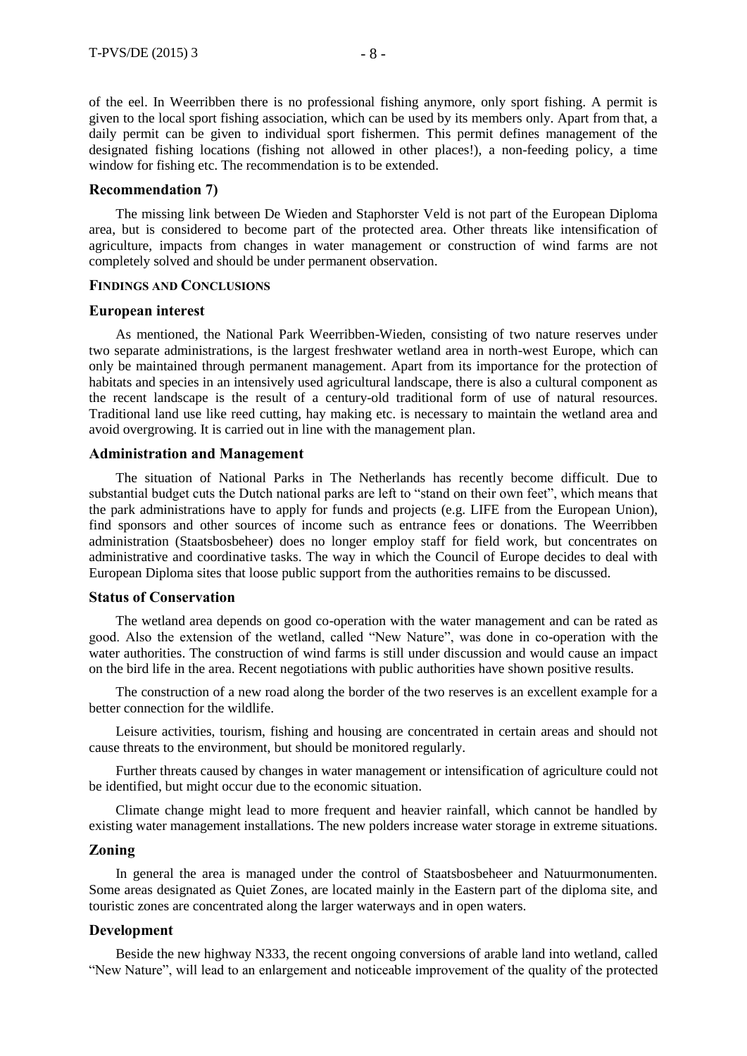of the eel. In Weerribben there is no professional fishing anymore, only sport fishing. A permit is given to the local sport fishing association, which can be used by its members only. Apart from that, a daily permit can be given to individual sport fishermen. This permit defines management of the designated fishing locations (fishing not allowed in other places!), a non-feeding policy, a time window for fishing etc. The recommendation is to be extended.

### Recommendation 7)

The missing link between De Wieden and Staphorster Veld is not part of the European Diploma area, but is considered to become part of the protected area. Other threats like intensification of agriculture, impacts from changes in water management or construction of wind farms are not completely solved and should be under permanent observation.

## FINDINGS AND CONCLUSIONS

### European interest

As mentioned, the National Park Weerribben-Wieden, consisting of two nature reserves under two separate administrations, is the largest freshwater wetland area in north-west Europe, which can only be maintained through permanent management. Apart from its importance for the protection of habitats and species in an intensively used agricultural landscape, there is also a cultural component as the recent landscape is the result of a century-old traditional form of use of natural resources. Traditional land use like reed cutting, hay making etc. is necessary to maintain the wetland area and avoid overgrowing. It is carried out in line with the management plan.

### Administration and Management

The situation of National Parks in The Netherlands has recently become difficult. Due to substantial budget cuts the Dutch national parks are left to "stand on their own feet", which means that the park administrations have to apply for funds and projects (e.g. LIFE from the European Union), find sponsors and other sources of income such as entrance fees or donations. The Weerribben administration (Staatsbosbeheer) does no longer employ staff for field work, but concentrates on administrative and coordinative tasks. The way in which the Council of Europe decides to deal with European Diploma sites that loose public support from the authorities remains to be discussed.

### Status of Conservation

The wetland area depends on good co-operation with the water management and can be rated as good. Also the extension of the wetland, called "New Nature", was done in co-operation with the water authorities. The construction of wind farms is still under discussion and would cause an impact on the bird life in the area. Recent negotiations with public authorities have shown positive results.

The construction of a new road along the border of the two reserves is an excellent example for a better connection for the wildlife.

Leisure activities, tourism, fishing and housing are concentrated in certain areas and should not cause threats to the environment, but should be monitored regularly.

Further threats caused by changes in water management or intensification of agriculture could not be identified, but might occur due to the economic situation.

Climate change might lead to more frequent and heavier rainfall, which cannot be handled by existing water management installations. The new polders increase water storage in extreme situations.

### Zoning

In general the area is managed under the control of Staatsbosbeheer and Natuurmonumenten. Some areas designated as Quiet Zones, are located mainly in the Eastern part of the diploma site, and touristic zones are concentrated along the larger waterways and in open waters.

### Development

Beside the new highway N333, the recent ongoing conversions of arable land into wetland, called "New Nature", will lead to an enlargement and noticeable improvement of the quality of the protected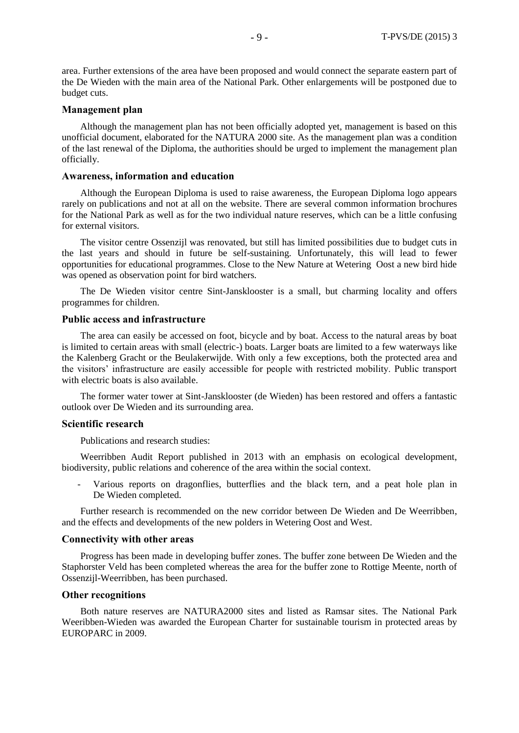area. Further extensions of the area have been proposed and would connect the separate eastern part of the De Wieden with the main area of the National Park. Other enlargements will be postponed due to budget cuts.

### Management plan

Although the management plan has not been officially adopted yet, management is based on this unofficial document, elaborated for the NATURA 2000 site. As the management plan was a condition of the last renewal of the Diploma, the authorities should be urged to implement the management plan officially.

### Awareness, information and education

Although the European Diploma is used to raise awareness, the European Diploma logo appears rarely on publications and not at all on the website. There are several common information brochures for the National Park as well as for the two individual nature reserves, which can be a little confusing for external visitors.

The visitor centre Ossenzijl was renovated, but still has limited possibilities due to budget cuts in the last years and should in future be self-sustaining. Unfortunately, this will lead to fewer opportunities for educational programmes. Close to the New Nature at Wetering Oost a new bird hide was opened as observation point for bird watchers.

The De Wieden visitor centre Sint-Jansklooster is a small, but charming locality and offers programmes for children.

### Public access and infrastructure

The area can easily be accessed on foot, bicycle and by boat. Access to the natural areas by boat is limited to certain areas with small (electric-) boats. Larger boats are limited to a few waterways like the Kalenberg Gracht or the Beulakerwijde. With only a few exceptions, both the protected area and the visitors' infrastructure are easily accessible for people with restricted mobility. Public transport with electric boats is also available.

The former water tower at Sint-Jansklooster (de Wieden) has been restored and offers a fantastic outlook over De Wieden and its surrounding area.

### Scientific research

Publications and research studies:

Weerribben Audit Report published in 2013 with an emphasis on ecological development, biodiversity, public relations and coherence of the area within the social context.

- Various reports on dragonflies, butterflies and the black tern, and a peat hole plan in De Wieden completed.

Further research is recommended on the new corridor between De Wieden and De Weerribben, and the effects and developments of the new polders in Wetering Oost and West.

### Connectivity with other areas

Progress has been made in developing buffer zones. The buffer zone between De Wieden and the Staphorster Veld has been completed whereas the area for the buffer zone to Rottige Meente, north of Ossenzijl-Weerribben, has been purchased.

### Other recognitions

Both nature reserves are NATURA2000 sites and listed as Ramsar sites. The National Park Weeribben-Wieden was awarded the European Charter for sustainable tourism in protected areas by EUROPARC in 2009.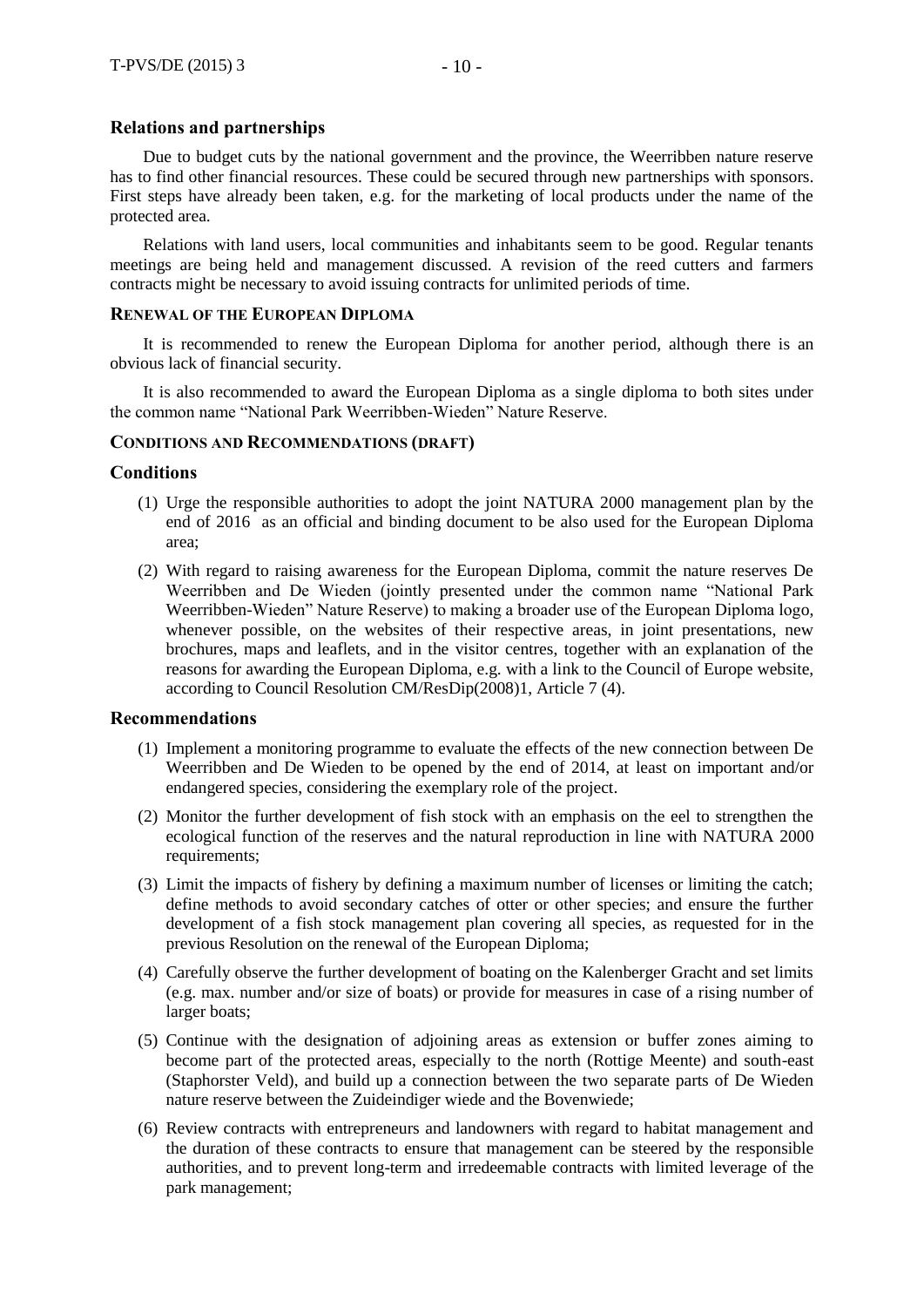### Relations and partnerships

Due to budget cuts by the national government and the province, the Weerribben nature reserve has to find other financial resources. These could be secured through new partnerships with sponsors. First steps have already been taken, e.g. for the marketing of local products under the name of the protected area.

Relations with land users, local communities and inhabitants seem to be good. Regular tenants meetings are being held and management discussed. A revision of the reed cutters and farmers contracts might be necessary to avoid issuing contracts for unlimited periods of time.

## RENEWAL OF THE EUROPEAN DIPLOMA

It is recommended to renew the European Diploma for another period, although there is an obvious lack of financial security.

It is also recommended to award the European Diploma as a single diploma to both sites under the common name "National Park Weerribben-Wieden" Nature Reserve.

## CONDITIONS AND RECOMMENDATIONS (DRAFT)

### Conditions

(1) Urge the responsible authorities to adopt the joint NATURA 2000 management plan by the end of 2016 as an official and binding document to be also used for the European Diploma area;

(2) With regard to raising awareness for the European Diploma, commit the nature reserves De Weerribben and De Wieden (jointly presented under the common name "National Park Weerribben-Wieden" Nature Reserve) to making a broader use of the European Diploma logo, whenever possible, on the websites of their respective areas, in joint presentations, new brochures, maps and leaflets, and in the visitor centres, together with an explanation of the reasons for awarding the European Diploma, e.g. with a link to the Council of Europe website, according to Council Resolution CM/ResDip(2008)1, Article 7 (4).

### Recommendations

(1) Implement a monitoring programme to evaluate the effects of the new connection between De Weerribben and De Wieden to be opened by the end of 2014, at least on important and/or endangered species, considering the exemplary role of the project.

(2) Monitor the further development of fish stock with an emphasis on the eel to strengthen the ecological function of the reserves and the natural reproduction in line with NATURA 2000 requirements;

(3) Limit the impacts of fishery by defining a maximum number of licenses or limiting the catch; define methods to avoid secondary catches of otter or other species; and ensure the further development of a fish stock management plan covering all species, as requested for in the previous Resolution on the renewal of the European Diploma;

(4) Carefully observe the further development of boating on the Kalenberger Gracht and set limits (e.g. max. number and/or size of boats) or provide for measures in case of a rising number of larger boats;

(5) Continue with the designation of adjoining areas as extension or buffer zones aiming to become part of the protected areas, especially to the north (Rottige Meente) and south-east (Staphorster Veld), and build up a connection between the two separate parts of De Wieden nature reserve between the Zuideindiger wiede and the Bovenwiede;

(6) Review contracts with entrepreneurs and landowners with regard to habitat management and the duration of these contracts to ensure that management can be steered by the responsible authorities, and to prevent long-term and irredeemable contracts with limited leverage of the park management;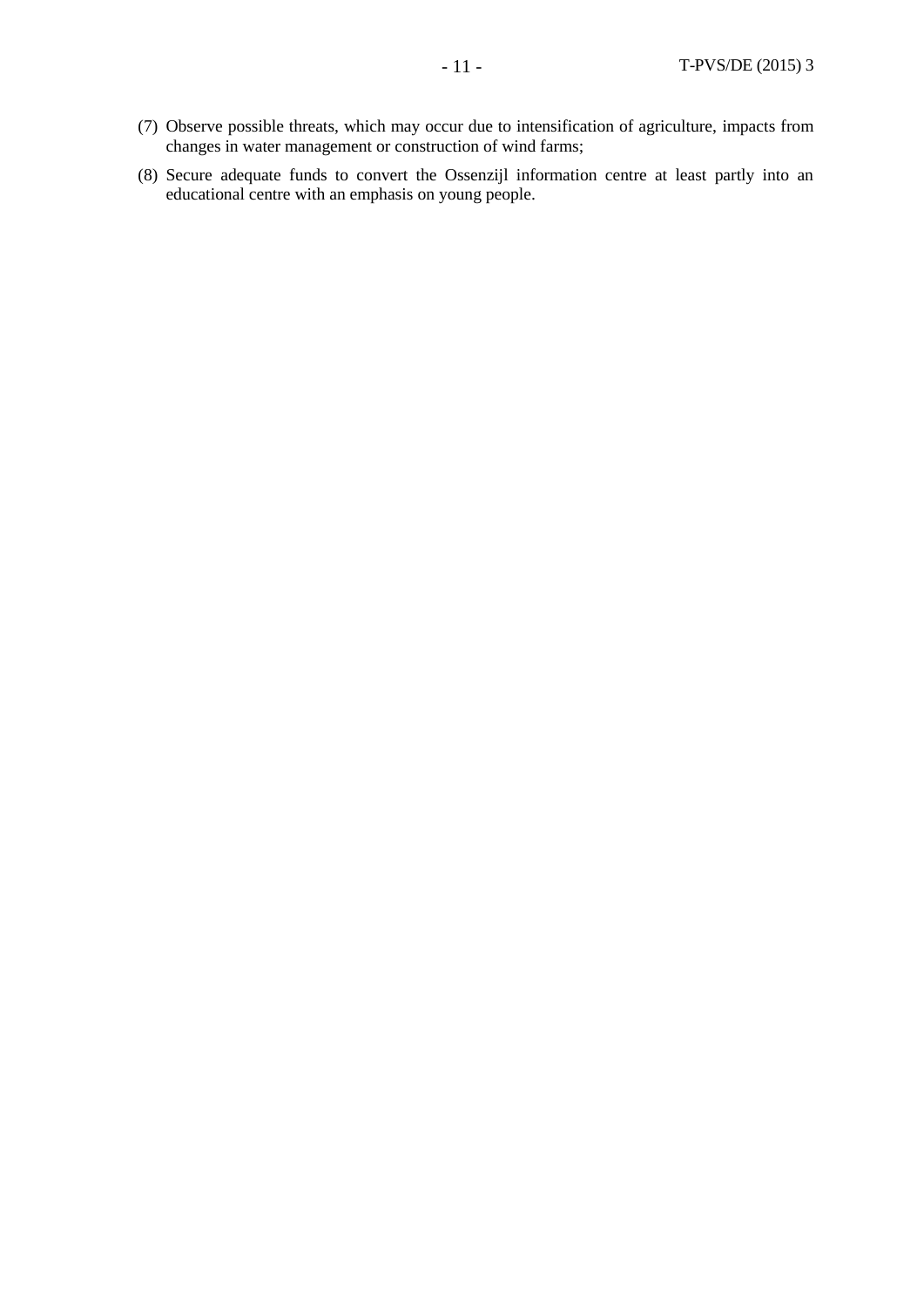(7) Observe possible threats, which may occur due to intensification of agriculture, impacts from changes in water management or construction of wind farms;

(8) Secure adequate funds to convert the Ossenzijl information centre at least partly into an educational centre with an emphasis on young people.